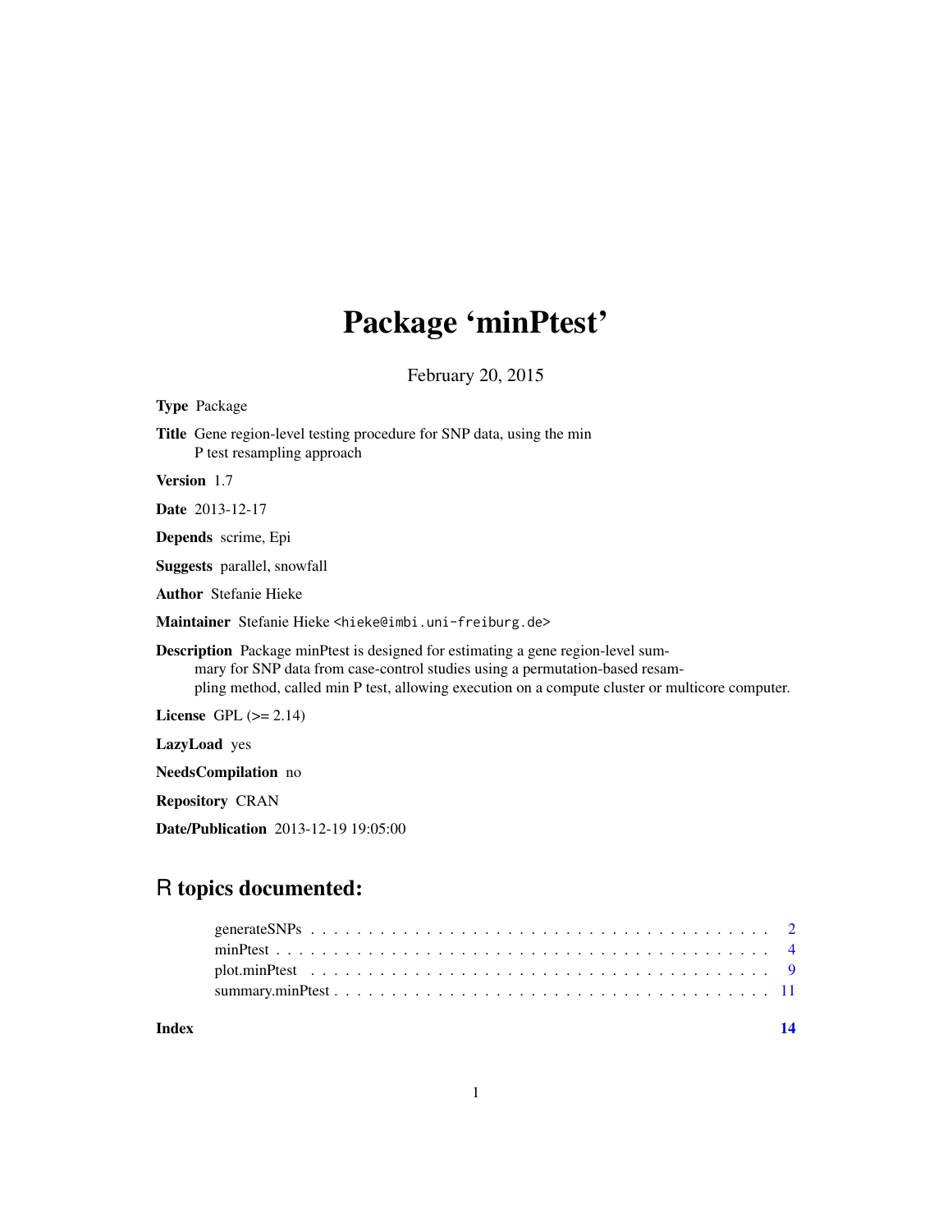# Package 'minPtest'

February 20, 2015

**Type** Package

**Title** Gene region-level testing procedure for SNP data, using the min P test resampling approach

**Version** 1.7

**Date** 2013-12-17

**Depends** scrime, Epi

**Suggests** parallel, snowfall

**Author** Stefanie Hieke

**Maintainer** Stefanie Hieke <hieke@imbi.uni-freiburg.de>

**Description** Package minPtest is designed for estimating a gene region-level summary for SNP data from case-control studies using a permutation-based resampling method, called min P test, allowing execution on a compute cluster or multicore computer.

**License** GPL (>= 2.14)

**LazyLoad** yes

**NeedsCompilation** no

**Repository** CRAN

**Date/Publication** 2013-12-19 19:05:00

## R topics documented:

generateSNPs . . . . . . . . . . . . . . . . . . . . . . . . . . . . . . . . . . . . . . . . 2
minPtest . . . . . . . . . . . . . . . . . . . . . . . . . . . . . . . . . . . . . . . . . . . 4
plot.minPtest . . . . . . . . . . . . . . . . . . . . . . . . . . . . . . . . . . . . . . . . 9
summary.minPtest . . . . . . . . . . . . . . . . . . . . . . . . . . . . . . . . . . . . . 11

**Index** **14**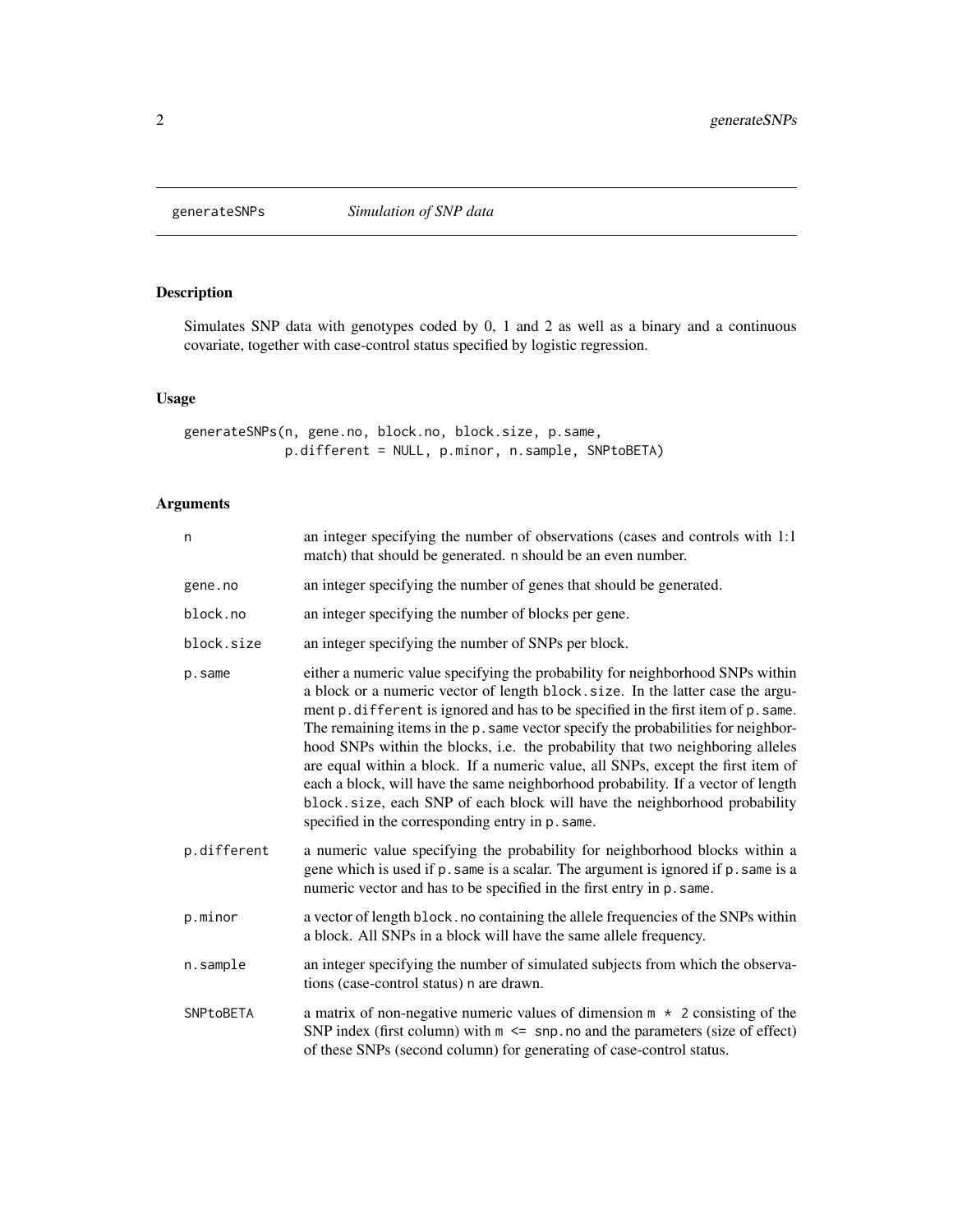generateSNPs *Simulation of SNP data*

## Description

Simulates SNP data with genotypes coded by 0, 1 and 2 as well as a binary and a continuous covariate, together with case-control status specified by logistic regression.

## Usage

```
generateSNPs(n, gene.no, block.no, block.size, p.same,
             p.different = NULL, p.minor, n.sample, SNPtoBETA)
```

## Arguments

| | |
|---|---|
| `n` | an integer specifying the number of observations (cases and controls with 1:1 match) that should be generated. `n` should be an even number. |
| `gene.no` | an integer specifying the number of genes that should be generated. |
| `block.no` | an integer specifying the number of blocks per gene. |
| `block.size` | an integer specifying the number of SNPs per block. |
| `p.same` | either a numeric value specifying the probability for neighborhood SNPs within a block or a numeric vector of length `block.size`. In the latter case the argument `p.different` is ignored and has to be specified in the first item of `p.same`. The remaining items in the `p.same` vector specify the probabilities for neighborhood SNPs within the blocks, i.e. the probability that two neighboring alleles are equal within a block. If a numeric value, all SNPs, except the first item of each a block, will have the same neighborhood probability. If a vector of length `block.size`, each SNP of each block will have the neighborhood probability specified in the corresponding entry in `p.same`. |
| `p.different` | a numeric value specifying the probability for neighborhood blocks within a gene which is used if `p.same` is a scalar. The argument is ignored if `p.same` is a numeric vector and has to be specified in the first entry in `p.same`. |
| `p.minor` | a vector of length `block.no` containing the allele frequencies of the SNPs within a block. All SNPs in a block will have the same allele frequency. |
| `n.sample` | an integer specifying the number of simulated subjects from which the observations (case-control status) `n` are drawn. |
| `SNPtoBETA` | a matrix of non-negative numeric values of dimension `m * 2` consisting of the SNP index (first column) with `m <= snp.no` and the parameters (size of effect) of these SNPs (second column) for generating of case-control status. |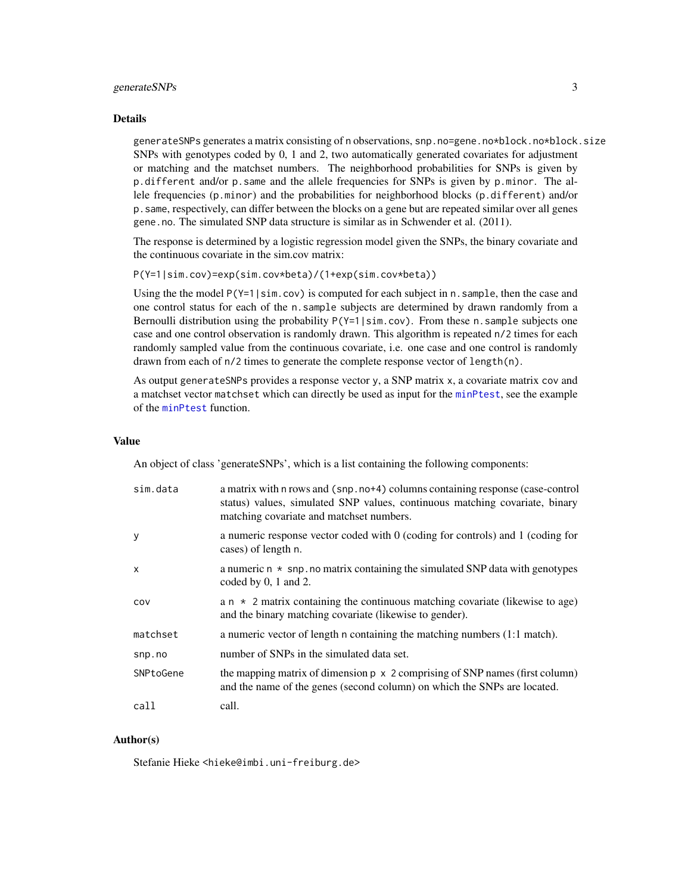## Details

generateSNPs generates a matrix consisting of n observations, snp.no=gene.no*block.no*block.size SNPs with genotypes coded by 0, 1 and 2, two automatically generated covariates for adjustment or matching and the matchset numbers. The neighborhood probabilities for SNPs is given by p.different and/or p.same and the allele frequencies for SNPs is given by p.minor. The allele frequencies (p.minor) and the probabilities for neighborhood blocks (p.different) and/or p.same, respectively, can differ between the blocks on a gene but are repeated similar over all genes gene.no. The simulated SNP data structure is similar as in Schwender et al. (2011).

The response is determined by a logistic regression model given the SNPs, the binary covariate and the continuous covariate in the sim.cov matrix:

```
P(Y=1|sim.cov)=exp(sim.cov*beta)/(1+exp(sim.cov*beta))
```

Using the the model P(Y=1|sim.cov) is computed for each subject in n.sample, then the case and one control status for each of the n.sample subjects are determined by drawn randomly from a Bernoulli distribution using the probability P(Y=1|sim.cov). From these n.sample subjects one case and one control observation is randomly drawn. This algorithm is repeated n/2 times for each randomly sampled value from the continuous covariate, i.e. one case and one control is randomly drawn from each of n/2 times to generate the complete response vector of length(n).

As output generateSNPs provides a response vector y, a SNP matrix x, a covariate matrix cov and a matchset vector matchset which can directly be used as input for the minPtest, see the example of the minPtest function.

## Value

An object of class 'generateSNPs', which is a list containing the following components:

| | |
|---|---|
| sim.data | a matrix with n rows and (snp.no+4) columns containing response (case-control status) values, simulated SNP values, continuous matching covariate, binary matching covariate and matchset numbers. |
| y | a numeric response vector coded with 0 (coding for controls) and 1 (coding for cases) of length n. |
| x | a numeric n * snp.no matrix containing the simulated SNP data with genotypes coded by 0, 1 and 2. |
| cov | a n * 2 matrix containing the continuous matching covariate (likewise to age) and the binary matching covariate (likewise to gender). |
| matchset | a numeric vector of length n containing the matching numbers (1:1 match). |
| snp.no | number of SNPs in the simulated data set. |
| SNPtoGene | the mapping matrix of dimension p x 2 comprising of SNP names (first column) and the name of the genes (second column) on which the SNPs are located. |
| call | call. |

## Author(s)

Stefanie Hieke <hieke@imbi.uni-freiburg.de>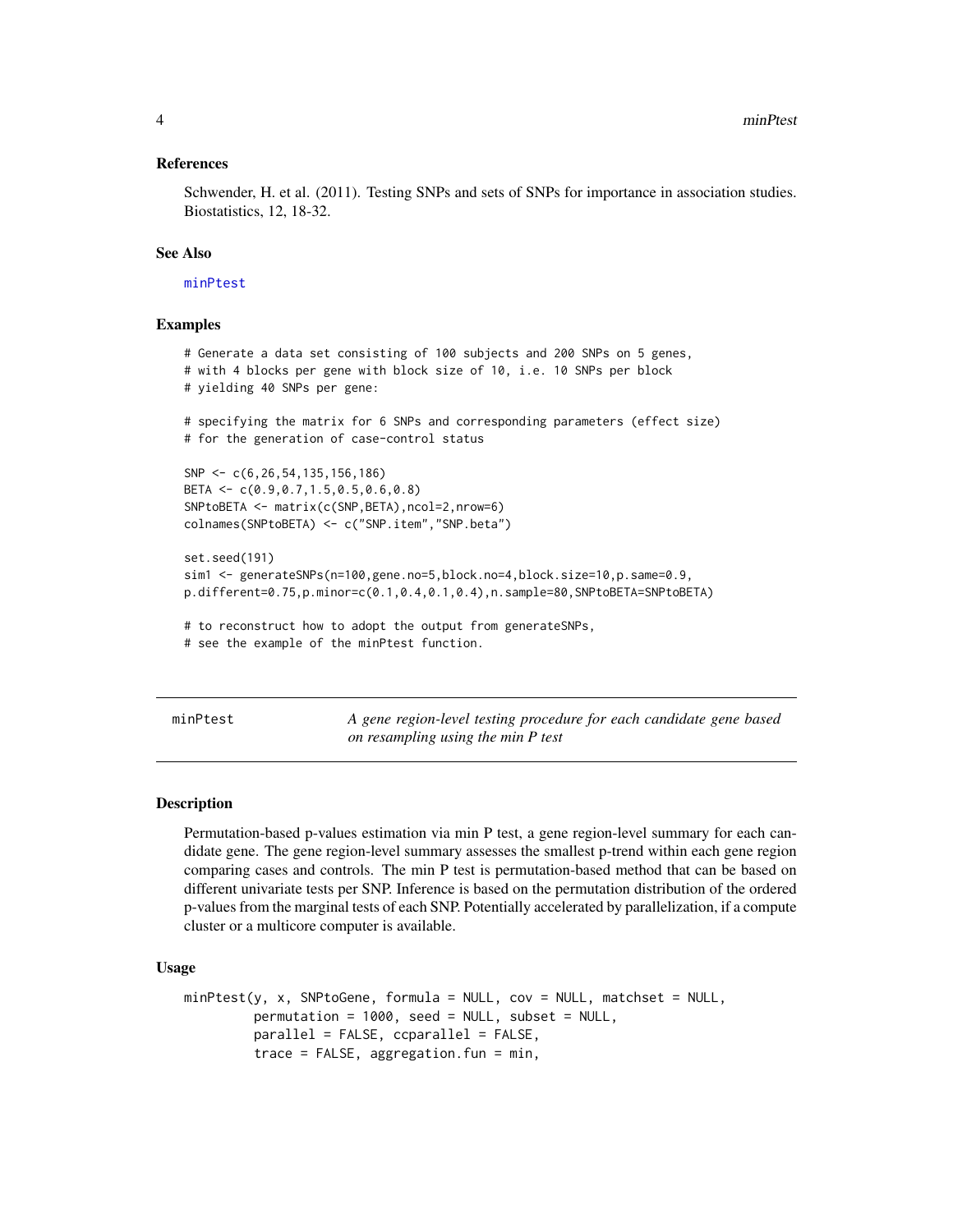### References

Schwender, H. et al. (2011). Testing SNPs and sets of SNPs for importance in association studies. Biostatistics, 12, 18-32.

### See Also

minPtest

### Examples

```
# Generate a data set consisting of 100 subjects and 200 SNPs on 5 genes,
# with 4 blocks per gene with block size of 10, i.e. 10 SNPs per block
# yielding 40 SNPs per gene:

# specifying the matrix for 6 SNPs and corresponding parameters (effect size)
# for the generation of case-control status

SNP <- c(6,26,54,135,156,186)
BETA <- c(0.9,0.7,1.5,0.5,0.6,0.8)
SNPtoBETA <- matrix(c(SNP,BETA),ncol=2,nrow=6)
colnames(SNPtoBETA) <- c("SNP.item","SNP.beta")

set.seed(191)
sim1 <- generateSNPs(n=100,gene.no=5,block.no=4,block.size=10,p.same=0.9,
p.different=0.75,p.minor=c(0.1,0.4,0.1,0.4),n.sample=80,SNPtoBETA=SNPtoBETA)

# to reconstruct how to adopt the output from generateSNPs,
# see the example of the minPtest function.
```

---

## minPtest — *A gene region-level testing procedure for each candidate gene based on resampling using the min P test*

---

### Description

Permutation-based p-values estimation via min P test, a gene region-level summary for each candidate gene. The gene region-level summary assesses the smallest p-trend within each gene region comparing cases and controls. The min P test is permutation-based method that can be based on different univariate tests per SNP. Inference is based on the permutation distribution of the ordered p-values from the marginal tests of each SNP. Potentially accelerated by parallelization, if a compute cluster or a multicore computer is available.

### Usage

```
minPtest(y, x, SNPtoGene, formula = NULL, cov = NULL, matchset = NULL,
         permutation = 1000, seed = NULL, subset = NULL,
         parallel = FALSE, ccparallel = FALSE,
         trace = FALSE, aggregation.fun = min,
```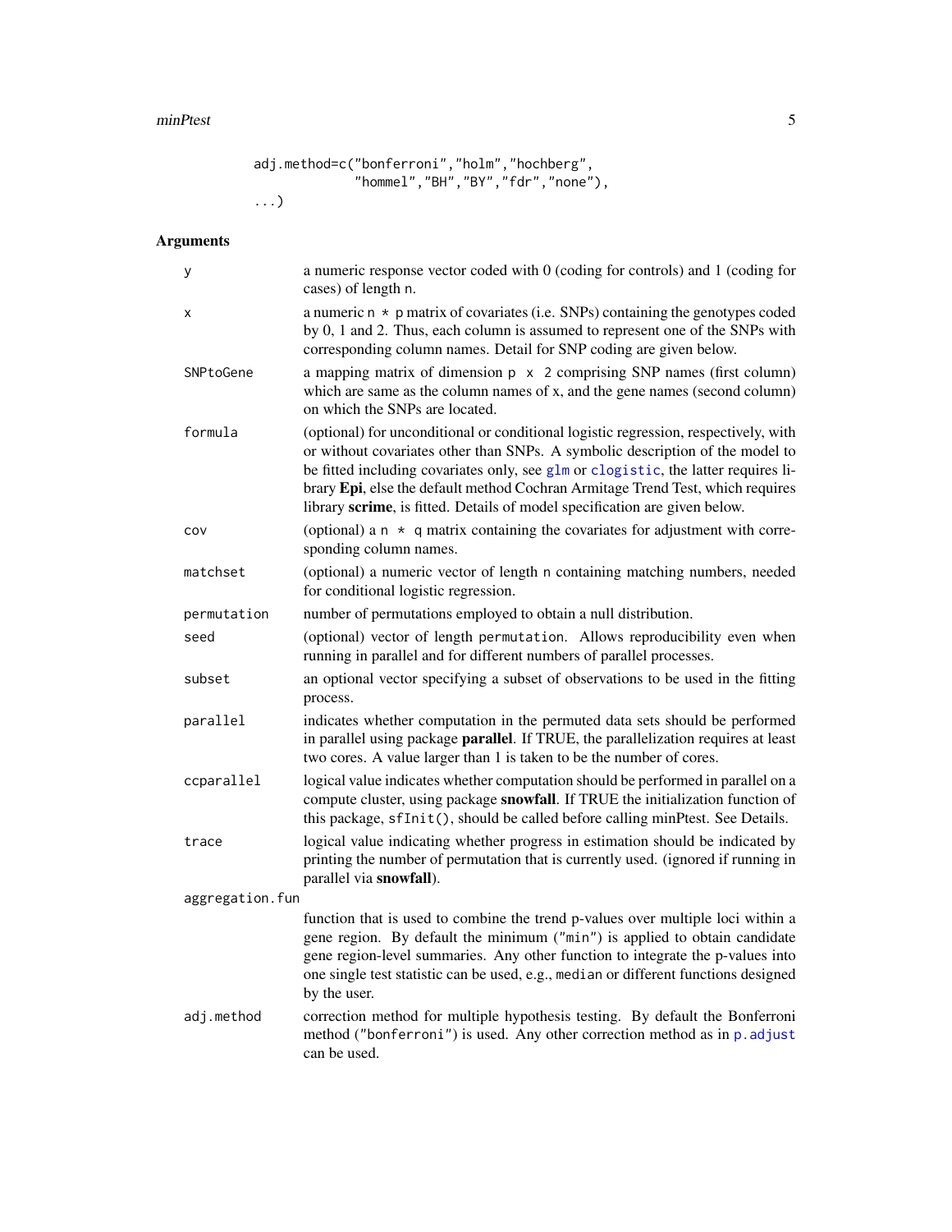```
          adj.method=c("bonferroni","holm","hochberg",
                  "hommel","BH","BY","fdr","none"),
          ...)
```

## Arguments

| | |
|---|---|
| `y` | a numeric response vector coded with 0 (coding for controls) and 1 (coding for cases) of length `n`. |
| `x` | a numeric `n * p` matrix of covariates (i.e. SNPs) containing the genotypes coded by 0, 1 and 2. Thus, each column is assumed to represent one of the SNPs with corresponding column names. Detail for SNP coding are given below. |
| `SNPtoGene` | a mapping matrix of dimension `p x 2` comprising SNP names (first column) which are same as the column names of x, and the gene names (second column) on which the SNPs are located. |
| `formula` | (optional) for unconditional or conditional logistic regression, respectively, with or without covariates other than SNPs. A symbolic description of the model to be fitted including covariates only, see `glm` or `clogistic`, the latter requires library **Epi**, else the default method Cochran Armitage Trend Test, which requires library **scrime**, is fitted. Details of model specification are given below. |
| `cov` | (optional) a `n * q` matrix containing the covariates for adjustment with corresponding column names. |
| `matchset` | (optional) a numeric vector of length `n` containing matching numbers, needed for conditional logistic regression. |
| `permutation` | number of permutations employed to obtain a null distribution. |
| `seed` | (optional) vector of length `permutation`. Allows reproducibility even when running in parallel and for different numbers of parallel processes. |
| `subset` | an optional vector specifying a subset of observations to be used in the fitting process. |
| `parallel` | indicates whether computation in the permuted data sets should be performed in parallel using package **parallel**. If TRUE, the parallelization requires at least two cores. A value larger than 1 is taken to be the number of cores. |
| `ccparallel` | logical value indicates whether computation should be performed in parallel on a compute cluster, using package **snowfall**. If TRUE the initialization function of this package, `sfInit()`, should be called before calling minPtest. See Details. |
| `trace` | logical value indicating whether progress in estimation should be indicated by printing the number of permutation that is currently used. (ignored if running in parallel via **snowfall**). |
| `aggregation.fun` | function that is used to combine the trend p-values over multiple loci within a gene region. By default the minimum (`"min"`) is applied to obtain candidate gene region-level summaries. Any other function to integrate the p-values into one single test statistic can be used, e.g., `median` or different functions designed by the user. |
| `adj.method` | correction method for multiple hypothesis testing. By default the Bonferroni method (`"bonferroni"`) is used. Any other correction method as in `p.adjust` can be used. |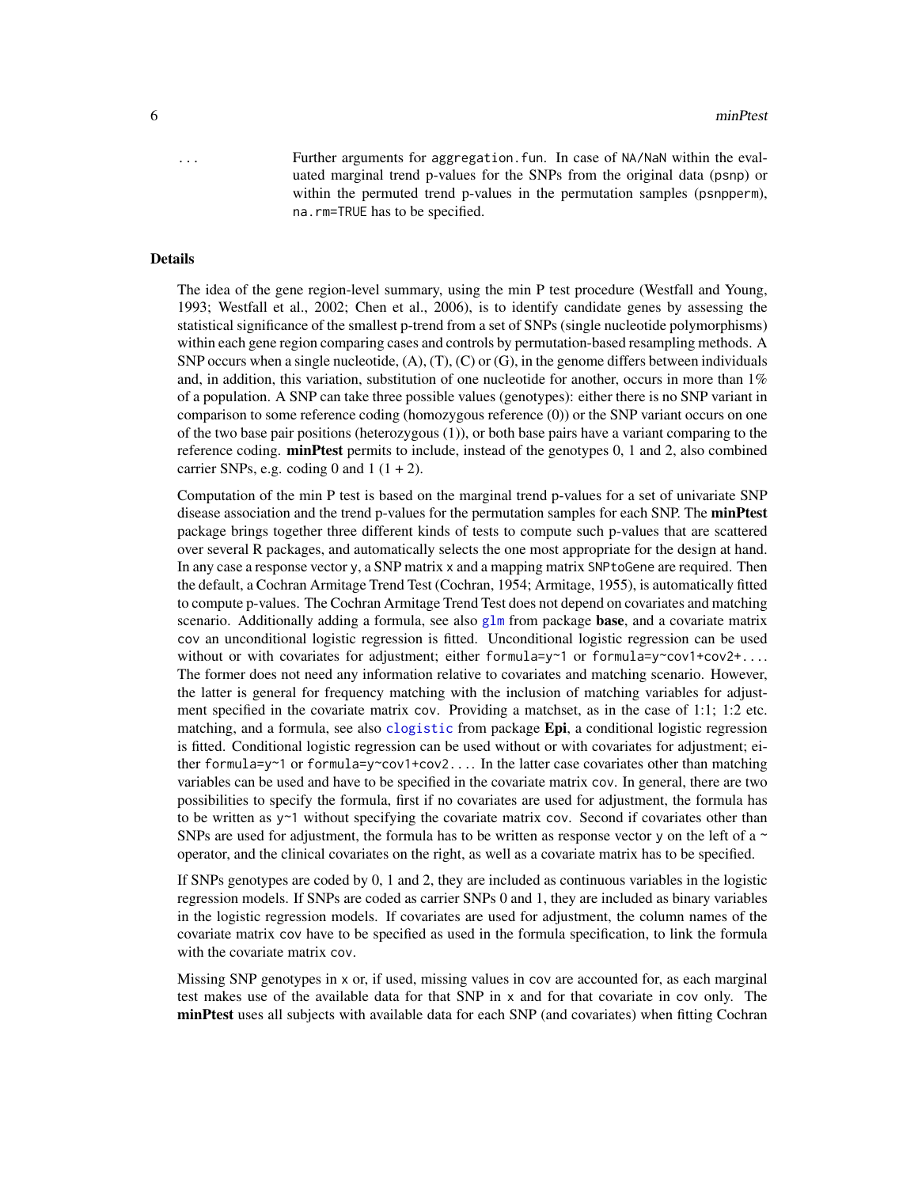... Further arguments for `aggregation.fun`. In case of `NA/NaN` within the evaluated marginal trend p-values for the SNPs from the original data (`psnp`) or within the permuted trend p-values in the permutation samples (`psnpperm`), `na.rm=TRUE` has to be specified.

## Details

The idea of the gene region-level summary, using the min P test procedure (Westfall and Young, 1993; Westfall et al., 2002; Chen et al., 2006), is to identify candidate genes by assessing the statistical significance of the smallest p-trend from a set of SNPs (single nucleotide polymorphisms) within each gene region comparing cases and controls by permutation-based resampling methods. A SNP occurs when a single nucleotide, (A), (T), (C) or (G), in the genome differs between individuals and, in addition, this variation, substitution of one nucleotide for another, occurs in more than 1% of a population. A SNP can take three possible values (genotypes): either there is no SNP variant in comparison to some reference coding (homozygous reference (0)) or the SNP variant occurs on one of the two base pair positions (heterozygous (1)), or both base pairs have a variant comparing to the reference coding. **minPtest** permits to include, instead of the genotypes 0, 1 and 2, also combined carrier SNPs, e.g. coding 0 and 1 (1 + 2).

Computation of the min P test is based on the marginal trend p-values for a set of univariate SNP disease association and the trend p-values for the permutation samples for each SNP. The **minPtest** package brings together three different kinds of tests to compute such p-values that are scattered over several R packages, and automatically selects the one most appropriate for the design at hand. In any case a response vector `y`, a SNP matrix `x` and a mapping matrix `SNPtoGene` are required. Then the default, a Cochran Armitage Trend Test (Cochran, 1954; Armitage, 1955), is automatically fitted to compute p-values. The Cochran Armitage Trend Test does not depend on covariates and matching scenario. Additionally adding a formula, see also `glm` from package **base**, and a covariate matrix `cov` an unconditional logistic regression is fitted. Unconditional logistic regression can be used without or with covariates for adjustment; either `formula=y~1` or `formula=y~cov1+cov2+...`. The former does not need any information relative to covariates and matching scenario. However, the latter is general for frequency matching with the inclusion of matching variables for adjustment specified in the covariate matrix `cov`. Providing a matchset, as in the case of 1:1; 1:2 etc. matching, and a formula, see also `clogistic` from package **Epi**, a conditional logistic regression is fitted. Conditional logistic regression can be used without or with covariates for adjustment; either `formula=y~1` or `formula=y~cov1+cov2...`. In the latter case covariates other than matching variables can be used and have to be specified in the covariate matrix `cov`. In general, there are two possibilities to specify the formula, first if no covariates are used for adjustment, the formula has to be written as `y~1` without specifying the covariate matrix `cov`. Second if covariates other than SNPs are used for adjustment, the formula has to be written as response vector `y` on the left of a `~` operator, and the clinical covariates on the right, as well as a covariate matrix has to be specified.

If SNPs genotypes are coded by 0, 1 and 2, they are included as continuous variables in the logistic regression models. If SNPs are coded as carrier SNPs 0 and 1, they are included as binary variables in the logistic regression models. If covariates are used for adjustment, the column names of the covariate matrix `cov` have to be specified as used in the formula specification, to link the formula with the covariate matrix `cov`.

Missing SNP genotypes in `x` or, if used, missing values in `cov` are accounted for, as each marginal test makes use of the available data for that SNP in `x` and for that covariate in `cov` only. The **minPtest** uses all subjects with available data for each SNP (and covariates) when fitting Cochran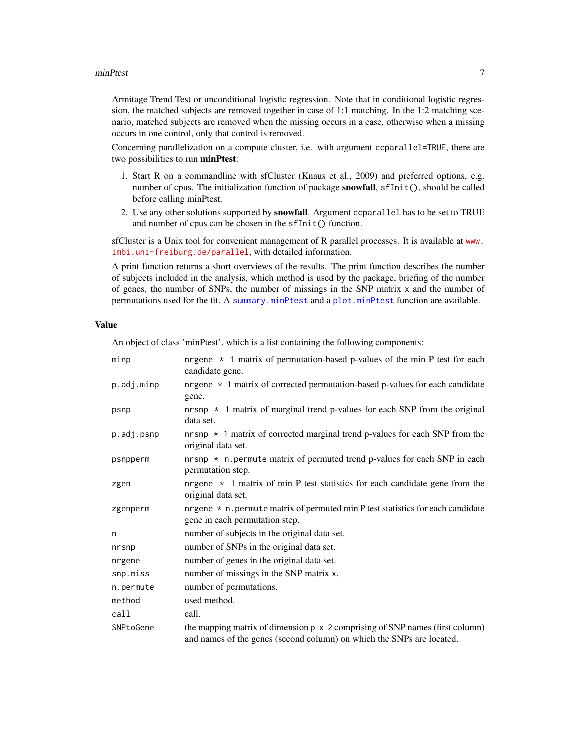Armitage Trend Test or unconditional logistic regression. Note that in conditional logistic regression, the matched subjects are removed together in case of 1:1 matching. In the 1:2 matching scenario, matched subjects are removed when the missing occurs in a case, otherwise when a missing occurs in one control, only that control is removed.

Concerning parallelization on a compute cluster, i.e. with argument `ccparallel=TRUE`, there are two possibilities to run **minPtest**:

1. Start R on a commandline with sfCluster (Knaus et al., 2009) and preferred options, e.g. number of cpus. The initialization function of package **snowfall**, `sfInit()`, should be called before calling minPtest.
2. Use any other solutions supported by **snowfall**. Argument `ccparallel` has to be set to TRUE and number of cpus can be chosen in the `sfInit()` function.

sfCluster is a Unix tool for convenient management of R parallel processes. It is available at www.imbi.uni-freiburg.de/parallel, with detailed information.

A print function returns a short overviews of the results. The print function describes the number of subjects included in the analysis, which method is used by the package, briefing of the number of genes, the number of SNPs, the number of missings in the SNP matrix `x` and the number of permutations used for the fit. A `summary.minPtest` and a `plot.minPtest` function are available.

## Value

An object of class 'minPtest', which is a list containing the following components:

| | |
|---|---|
| `minp` | `nrgene * 1` matrix of permutation-based p-values of the min P test for each candidate gene. |
| `p.adj.minp` | `nrgene * 1` matrix of corrected permutation-based p-values for each candidate gene. |
| `psnp` | `nrsnp * 1` matrix of marginal trend p-values for each SNP from the original data set. |
| `p.adj.psnp` | `nrsnp * 1` matrix of corrected marginal trend p-values for each SNP from the original data set. |
| `psnpperm` | `nrsnp * n.permute` matrix of permuted trend p-values for each SNP in each permutation step. |
| `zgen` | `nrgene * 1` matrix of min P test statistics for each candidate gene from the original data set. |
| `zgenperm` | `nrgene * n.permute` matrix of permuted min P test statistics for each candidate gene in each permutation step. |
| `n` | number of subjects in the original data set. |
| `nrsnp` | number of SNPs in the original data set. |
| `nrgene` | number of genes in the original data set. |
| `snp.miss` | number of missings in the SNP matrix `x`. |
| `n.permute` | number of permutations. |
| `method` | used method. |
| `call` | call. |
| `SNPtoGene` | the mapping matrix of dimension `p x 2` comprising of SNP names (first column) and names of the genes (second column) on which the SNPs are located. |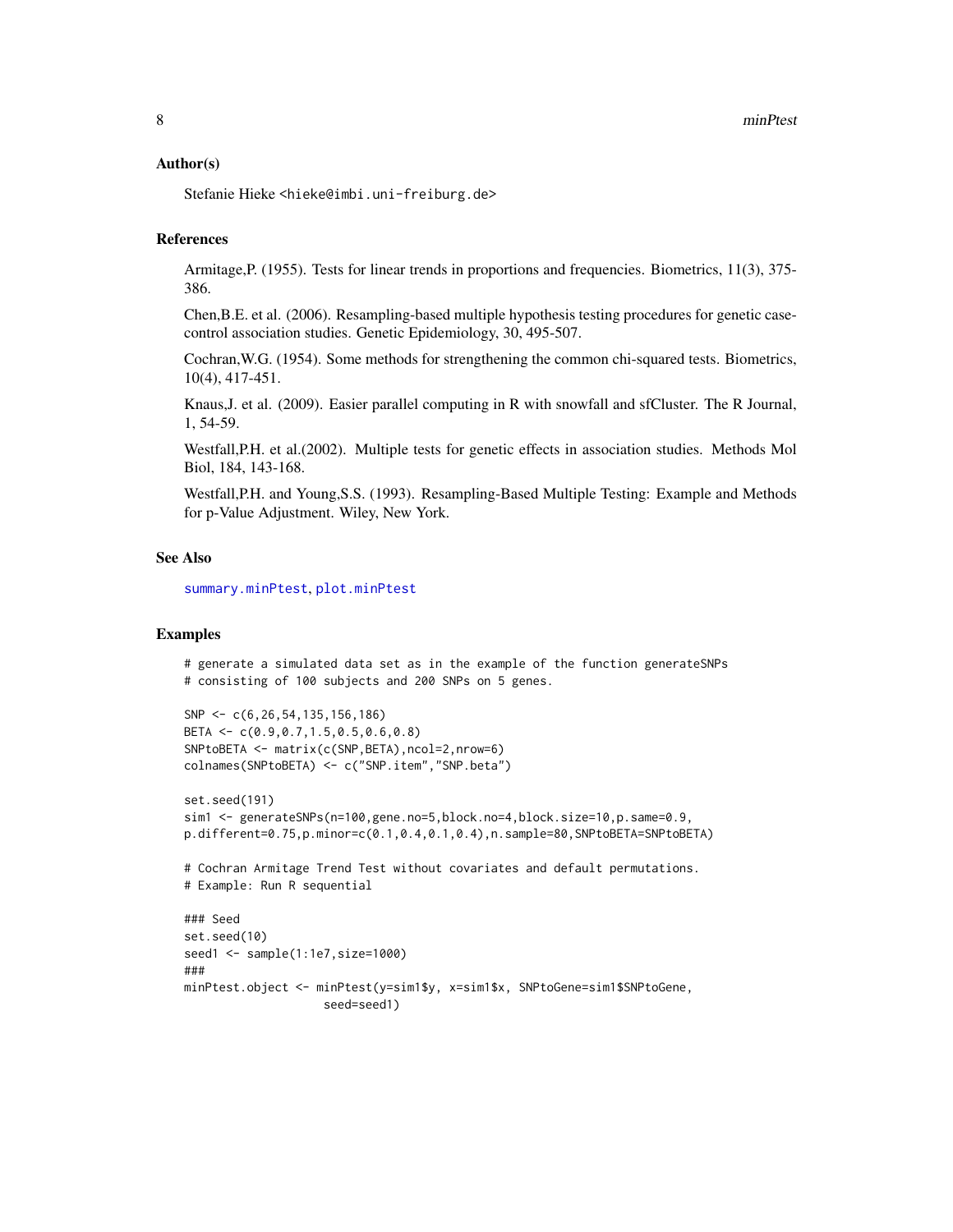## Author(s)

Stefanie Hieke <hieke@imbi.uni-freiburg.de>

## References

Armitage,P. (1955). Tests for linear trends in proportions and frequencies. Biometrics, 11(3), 375-386.

Chen,B.E. et al. (2006). Resampling-based multiple hypothesis testing procedures for genetic case-control association studies. Genetic Epidemiology, 30, 495-507.

Cochran,W.G. (1954). Some methods for strengthening the common chi-squared tests. Biometrics, 10(4), 417-451.

Knaus,J. et al. (2009). Easier parallel computing in R with snowfall and sfCluster. The R Journal, 1, 54-59.

Westfall,P.H. et al.(2002). Multiple tests for genetic effects in association studies. Methods Mol Biol, 184, 143-168.

Westfall,P.H. and Young,S.S. (1993). Resampling-Based Multiple Testing: Example and Methods for p-Value Adjustment. Wiley, New York.

## See Also

summary.minPtest, plot.minPtest

## Examples

```
# generate a simulated data set as in the example of the function generateSNPs
# consisting of 100 subjects and 200 SNPs on 5 genes.

SNP <- c(6,26,54,135,156,186)
BETA <- c(0.9,0.7,1.5,0.5,0.6,0.8)
SNPtoBETA <- matrix(c(SNP,BETA),ncol=2,nrow=6)
colnames(SNPtoBETA) <- c("SNP.item","SNP.beta")

set.seed(191)
sim1 <- generateSNPs(n=100,gene.no=5,block.no=4,block.size=10,p.same=0.9,
p.different=0.75,p.minor=c(0.1,0.4,0.1,0.4),n.sample=80,SNPtoBETA=SNPtoBETA)

# Cochran Armitage Trend Test without covariates and default permutations.
# Example: Run R sequential

### Seed
set.seed(10)
seed1 <- sample(1:1e7,size=1000)
###
minPtest.object <- minPtest(y=sim1$y, x=sim1$x, SNPtoGene=sim1$SNPtoGene,
                    seed=seed1)
```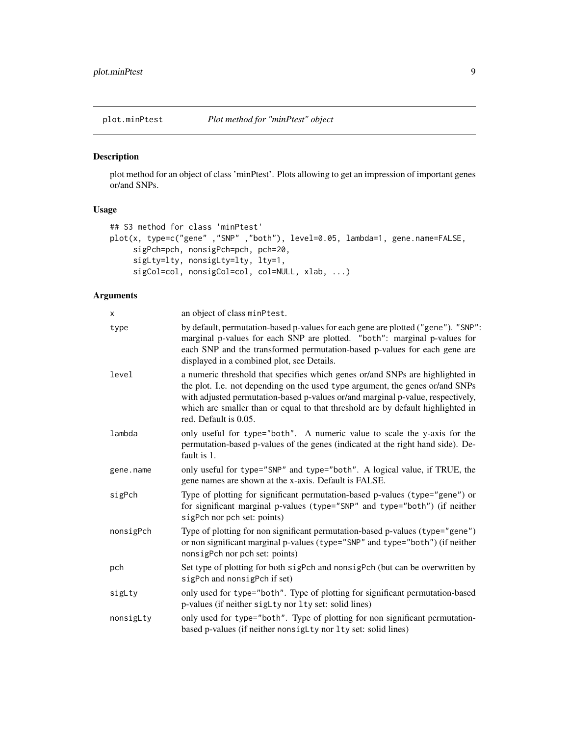plot.minPtest    *Plot method for "minPtest" object*

## Description

plot method for an object of class 'minPtest'. Plots allowing to get an impression of important genes or/and SNPs.

## Usage

```
## S3 method for class 'minPtest'
plot(x, type=c("gene" ,"SNP" ,"both"), level=0.05, lambda=1, gene.name=FALSE,
     sigPch=pch, nonsigPch=pch, pch=20,
     sigLty=lty, nonsigLty=lty, lty=1,
     sigCol=col, nonsigCol=col, col=NULL, xlab, ...)
```

## Arguments

| | |
|---|---|
| x | an object of class `minPtest`. |
| type | by default, permutation-based p-values for each gene are plotted (`"gene"`). `"SNP"`: marginal p-values for each SNP are plotted. `"both"`: marginal p-values for each SNP and the transformed permutation-based p-values for each gene are displayed in a combined plot, see Details. |
| level | a numeric threshold that specifies which genes or/and SNPs are highlighted in the plot. I.e. not depending on the used `type` argument, the genes or/and SNPs with adjusted permutation-based p-values or/and marginal p-value, respectively, which are smaller than or equal to that threshold are by default highlighted in red. Default is 0.05. |
| lambda | only useful for `type="both"`. A numeric value to scale the y-axis for the permutation-based p-values of the genes (indicated at the right hand side). Default is 1. |
| gene.name | only useful for `type="SNP"` and `type="both"`. A logical value, if TRUE, the gene names are shown at the x-axis. Default is FALSE. |
| sigPch | Type of plotting for significant permutation-based p-values (`type="gene"`) or for significant marginal p-values (`type="SNP"` and `type="both"`) (if neither `sigPch` nor `pch` set: points) |
| nonsigPch | Type of plotting for non significant permutation-based p-values (`type="gene"`) or non significant marginal p-values (`type="SNP"` and `type="both"`) (if neither `nonsigPch` nor `pch` set: points) |
| pch | Set type of plotting for both `sigPch` and `nonsigPch` (but can be overwritten by `sigPch` and `nonsigPch` if set) |
| sigLty | only used for `type="both"`. Type of plotting for significant permutation-based p-values (if neither `sigLty` nor `lty` set: solid lines) |
| nonsigLty | only used for `type="both"`. Type of plotting for non significant permutation-based p-values (if neither `nonsigLty` nor `lty` set: solid lines) |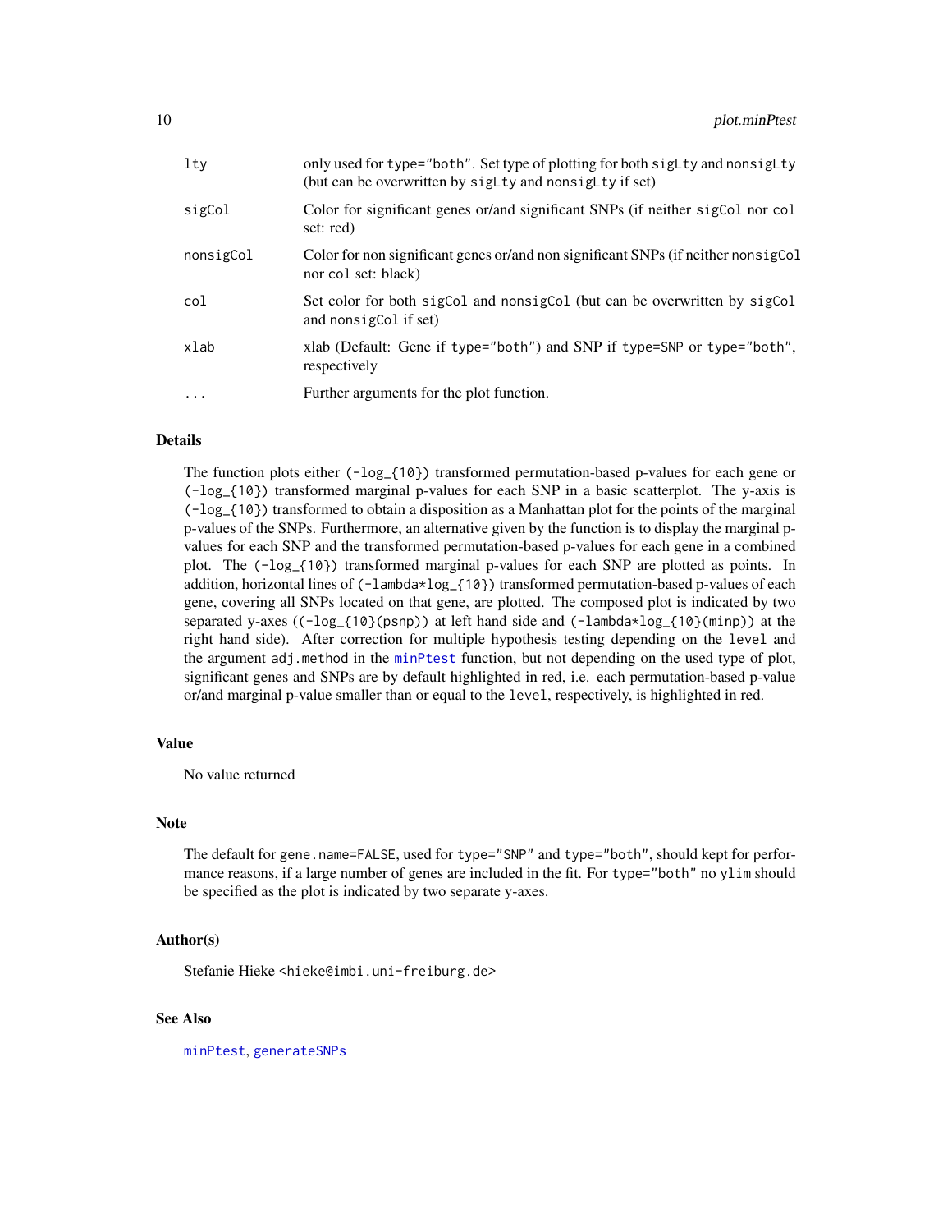| | |
|---|---|
| lty | only used for type="both". Set type of plotting for both sigLty and nonsigLty (but can be overwritten by sigLty and nonsigLty if set) |
| sigCol | Color for significant genes or/and significant SNPs (if neither sigCol nor col set: red) |
| nonsigCol | Color for non significant genes or/and non significant SNPs (if neither nonsigCol nor col set: black) |
| col | Set color for both sigCol and nonsigCol (but can be overwritten by sigCol and nonsigCol if set) |
| xlab | xlab (Default: Gene if type="both") and SNP if type=SNP or type="both", respectively |
| ... | Further arguments for the plot function. |

## Details

The function plots either (-log_{10}) transformed permutation-based p-values for each gene or (-log_{10}) transformed marginal p-values for each SNP in a basic scatterplot. The y-axis is (-log_{10}) transformed to obtain a disposition as a Manhattan plot for the points of the marginal p-values of the SNPs. Furthermore, an alternative given by the function is to display the marginal p-values for each SNP and the transformed permutation-based p-values for each gene in a combined plot. The (-log_{10}) transformed marginal p-values for each SNP are plotted as points. In addition, horizontal lines of (-lambda*log_{10}) transformed permutation-based p-values of each gene, covering all SNPs located on that gene, are plotted. The composed plot is indicated by two separated y-axes ((-log_{10}(psnp)) at left hand side and (-lambda*log_{10}(minp)) at the right hand side). After correction for multiple hypothesis testing depending on the level and the argument adj.method in the minPtest function, but not depending on the used type of plot, significant genes and SNPs are by default highlighted in red, i.e. each permutation-based p-value or/and marginal p-value smaller than or equal to the level, respectively, is highlighted in red.

## Value

No value returned

## Note

The default for gene.name=FALSE, used for type="SNP" and type="both", should kept for performance reasons, if a large number of genes are included in the fit. For type="both" no ylim should be specified as the plot is indicated by two separate y-axes.

## Author(s)

Stefanie Hieke <hieke@imbi.uni-freiburg.de>

## See Also

minPtest, generateSNPs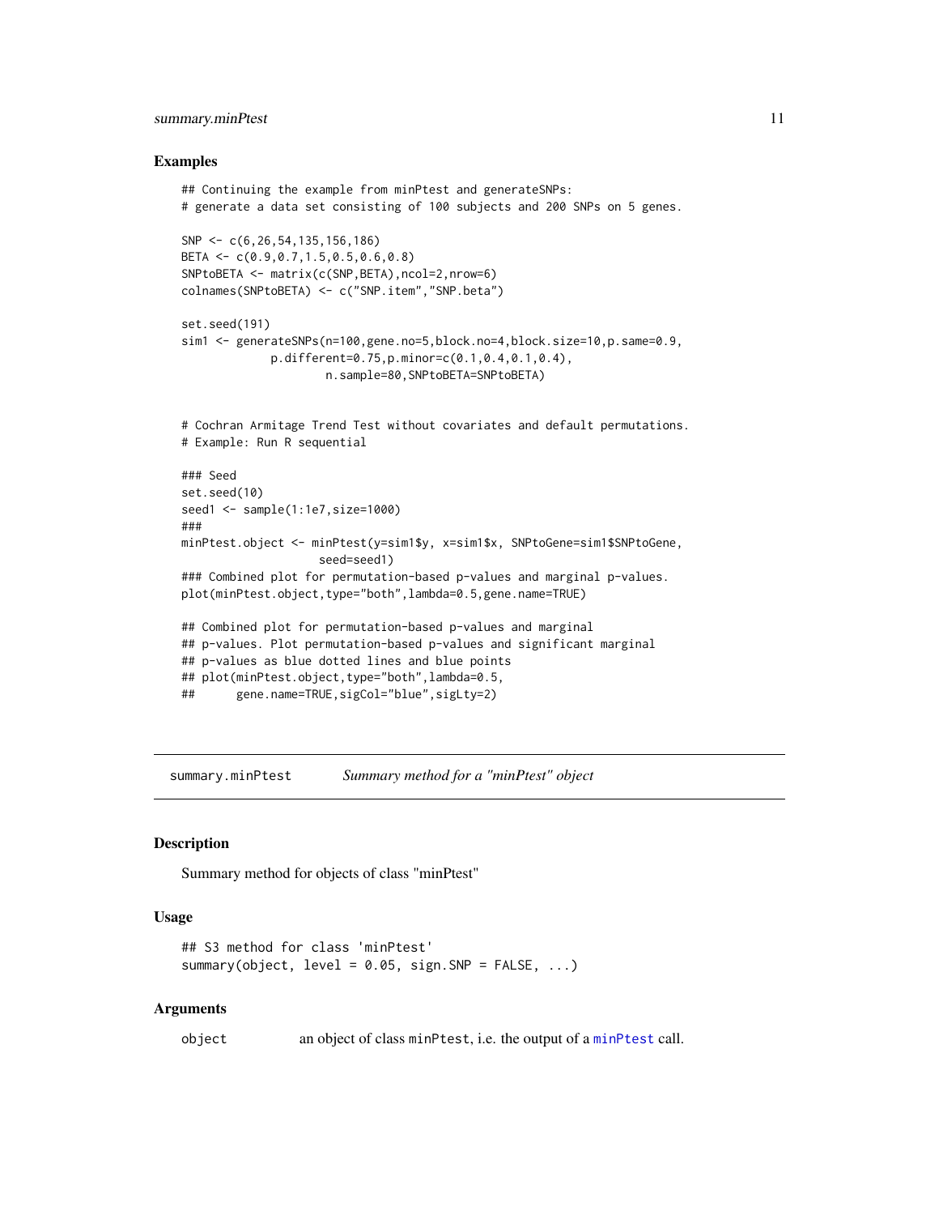### Examples

```
## Continuing the example from minPtest and generateSNPs:
# generate a data set consisting of 100 subjects and 200 SNPs on 5 genes.

SNP <- c(6,26,54,135,156,186)
BETA <- c(0.9,0.7,1.5,0.5,0.6,0.8)
SNPtoBETA <- matrix(c(SNP,BETA),ncol=2,nrow=6)
colnames(SNPtoBETA) <- c("SNP.item","SNP.beta")

set.seed(191)
sim1 <- generateSNPs(n=100,gene.no=5,block.no=4,block.size=10,p.same=0.9,
             p.different=0.75,p.minor=c(0.1,0.4,0.1,0.4),
                     n.sample=80,SNPtoBETA=SNPtoBETA)


# Cochran Armitage Trend Test without covariates and default permutations.
# Example: Run R sequential

### Seed
set.seed(10)
seed1 <- sample(1:1e7,size=1000)
###
minPtest.object <- minPtest(y=sim1$y, x=sim1$x, SNPtoGene=sim1$SNPtoGene,
                    seed=seed1)
### Combined plot for permutation-based p-values and marginal p-values.
plot(minPtest.object,type="both",lambda=0.5,gene.name=TRUE)

## Combined plot for permutation-based p-values and marginal
## p-values. Plot permutation-based p-values and significant marginal
## p-values as blue dotted lines and blue points
## plot(minPtest.object,type="both",lambda=0.5,
##      gene.name=TRUE,sigCol="blue",sigLty=2)
```

---

## summary.minPtest &nbsp;&nbsp;&nbsp; *Summary method for a "minPtest" object*

---

### Description

Summary method for objects of class "minPtest"

### Usage

```
## S3 method for class 'minPtest'
summary(object, level = 0.05, sign.SNP = FALSE, ...)
```

### Arguments

| | |
|---|---|
| object | an object of class minPtest, i.e. the output of a minPtest call. |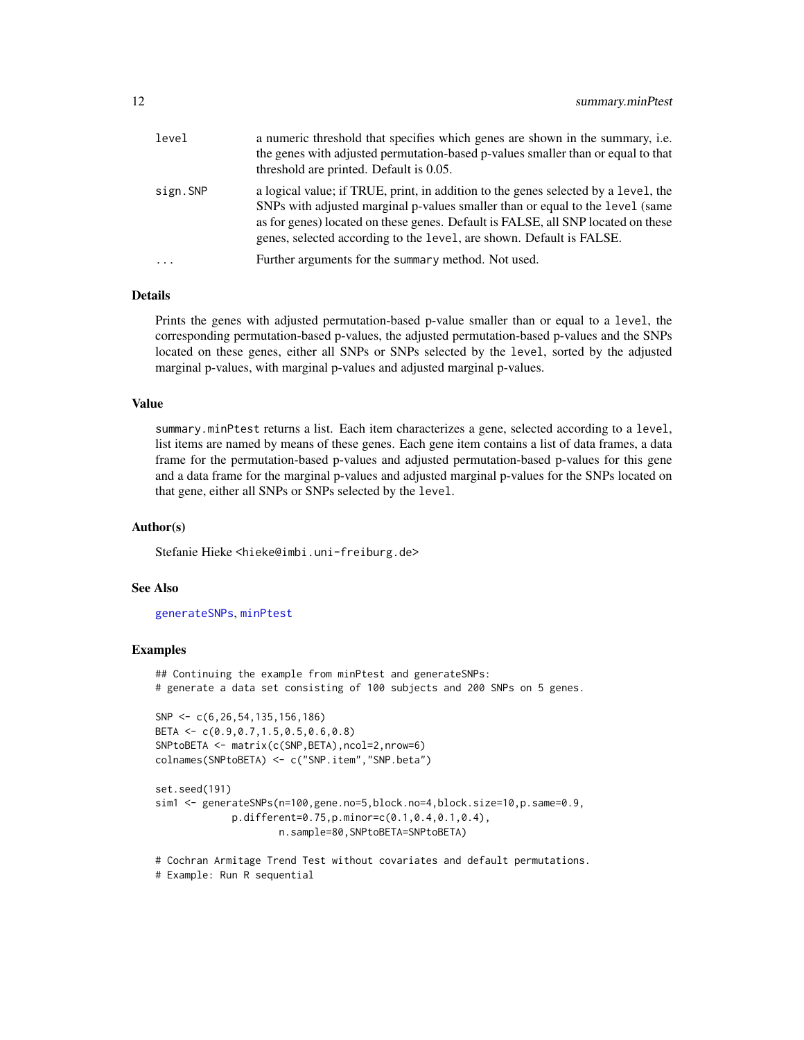| | |
|---|---|
| `level` | a numeric threshold that specifies which genes are shown in the summary, i.e. the genes with adjusted permutation-based p-values smaller than or equal to that threshold are printed. Default is 0.05. |
| `sign.SNP` | a logical value; if TRUE, print, in addition to the genes selected by a `level`, the SNPs with adjusted marginal p-values smaller than or equal to the `level` (same as for genes) located on these genes. Default is FALSE, all SNP located on these genes, selected according to the `level`, are shown. Default is FALSE. |
| `...` | Further arguments for the `summary` method. Not used. |

### Details

Prints the genes with adjusted permutation-based p-value smaller than or equal to a `level`, the corresponding permutation-based p-values, the adjusted permutation-based p-values and the SNPs located on these genes, either all SNPs or SNPs selected by the `level`, sorted by the adjusted marginal p-values, with marginal p-values and adjusted marginal p-values.

### Value

`summary.minPtest` returns a list. Each item characterizes a gene, selected according to a `level`, list items are named by means of these genes. Each gene item contains a list of data frames, a data frame for the permutation-based p-values and adjusted permutation-based p-values for this gene and a data frame for the marginal p-values and adjusted marginal p-values for the SNPs located on that gene, either all SNPs or SNPs selected by the `level`.

### Author(s)

Stefanie Hieke <hieke@imbi.uni-freiburg.de>

### See Also

generateSNPs, minPtest

### Examples

```
## Continuing the example from minPtest and generateSNPs:
# generate a data set consisting of 100 subjects and 200 SNPs on 5 genes.

SNP <- c(6,26,54,135,156,186)
BETA <- c(0.9,0.7,1.5,0.5,0.6,0.8)
SNPtoBETA <- matrix(c(SNP,BETA),ncol=2,nrow=6)
colnames(SNPtoBETA) <- c("SNP.item","SNP.beta")

set.seed(191)
sim1 <- generateSNPs(n=100,gene.no=5,block.no=4,block.size=10,p.same=0.9,
             p.different=0.75,p.minor=c(0.1,0.4,0.1,0.4),
                     n.sample=80,SNPtoBETA=SNPtoBETA)

# Cochran Armitage Trend Test without covariates and default permutations.
# Example: Run R sequential
```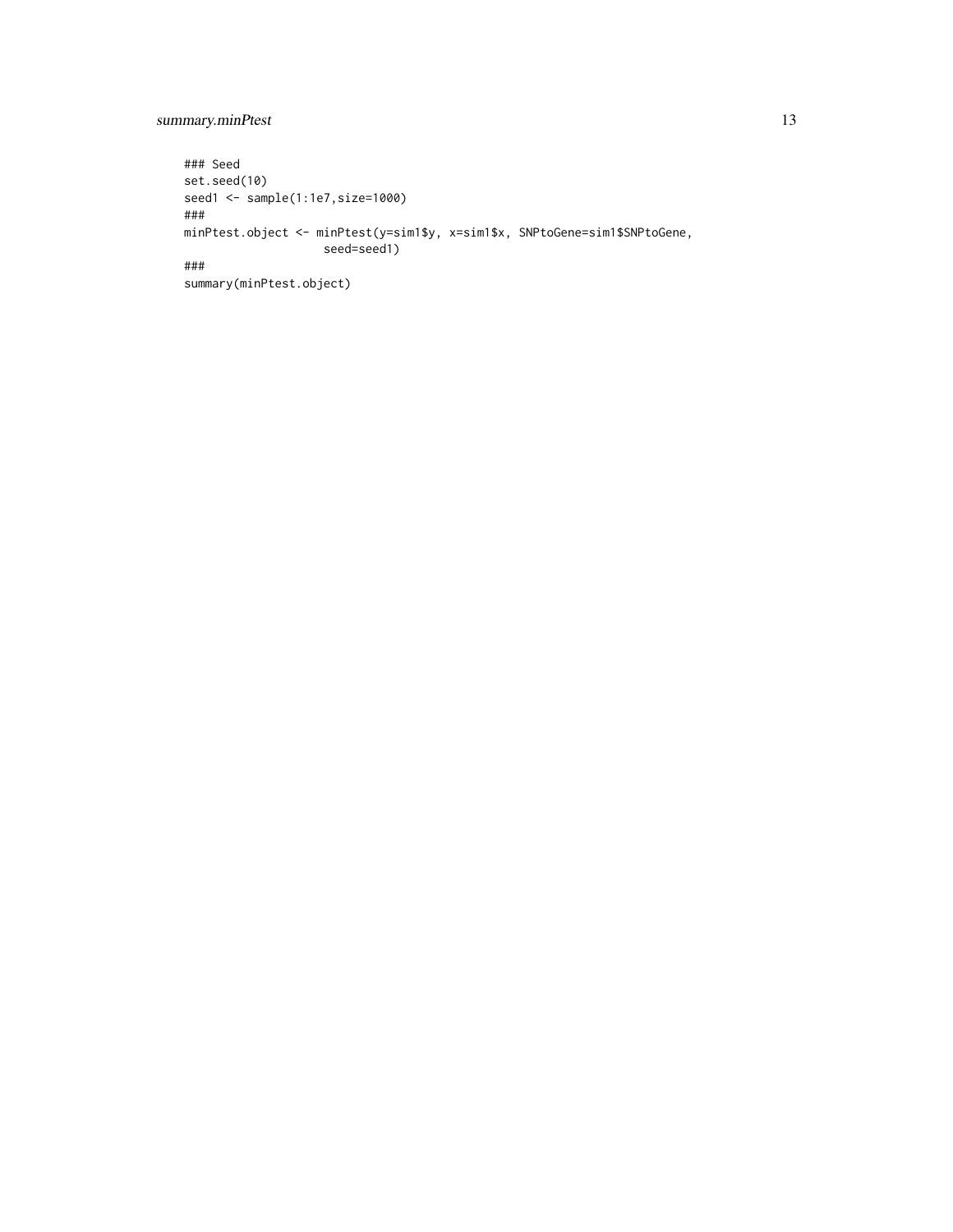```
### Seed
set.seed(10)
seed1 <- sample(1:1e7,size=1000)
###
minPtest.object <- minPtest(y=sim1$y, x=sim1$x, SNPtoGene=sim1$SNPtoGene,
                    seed=seed1)
###
summary(minPtest.object)
```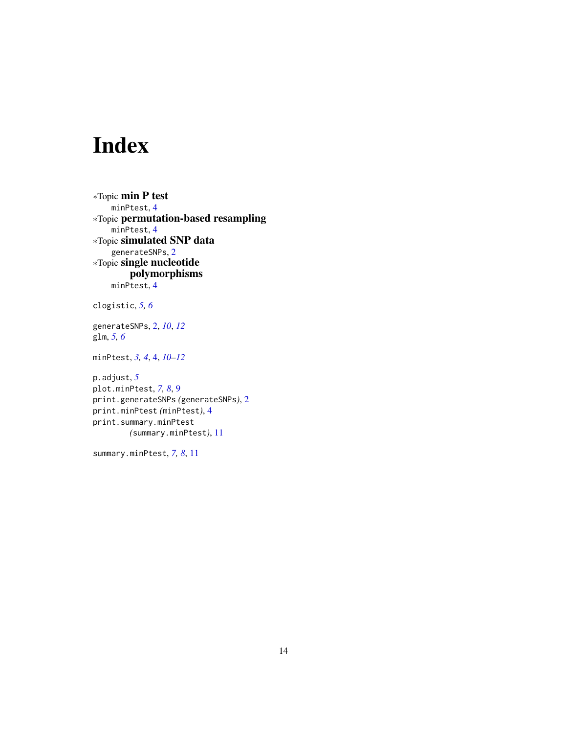# Index

*Topic **min P test**
  minPtest, 4
*Topic **permutation-based resampling**
  minPtest, 4
*Topic **simulated SNP data**
  generateSNPs, 2
*Topic **single nucleotide polymorphisms**
  minPtest, 4

clogistic, *5, 6*

generateSNPs, 2, *10*, *12*
glm, *5, 6*

minPtest, *3, 4*, 4, *10–12*

p.adjust, *5*
plot.minPtest, *7, 8*, 9
print.generateSNPs *(*generateSNPs*)*, 2
print.minPtest *(*minPtest*)*, 4
print.summary.minPtest *(*summary.minPtest*)*, 11

summary.minPtest, *7, 8*, 11